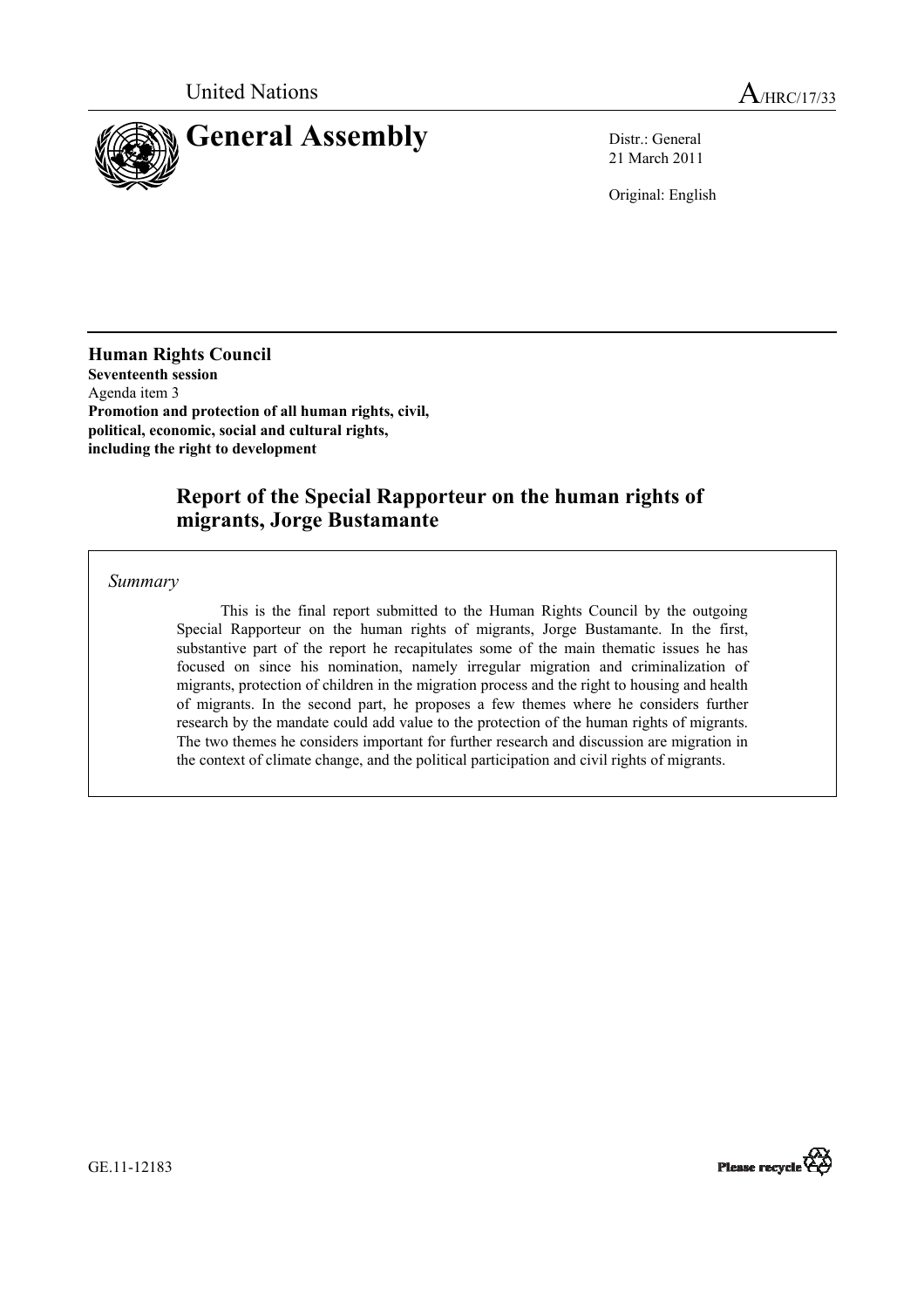United Nations A/HRC/17/33

# General Assembly

Distr.: General
21 March 2011

Original: English

**Human Rights Council**
**Seventeenth session**
Agenda item 3
**Promotion and protection of all human rights, civil, political, economic, social and cultural rights, including the right to development**

## Report of the Special Rapporteur on the human rights of migrants, Jorge Bustamante

*Summary*

This is the final report submitted to the Human Rights Council by the outgoing Special Rapporteur on the human rights of migrants, Jorge Bustamante. In the first, substantive part of the report he recapitulates some of the main thematic issues he has focused on since his nomination, namely irregular migration and criminalization of migrants, protection of children in the migration process and the right to housing and health of migrants. In the second part, he proposes a few themes where he considers further research by the mandate could add value to the protection of the human rights of migrants. The two themes he considers important for further research and discussion are migration in the context of climate change, and the political participation and civil rights of migrants.

GE.11-12183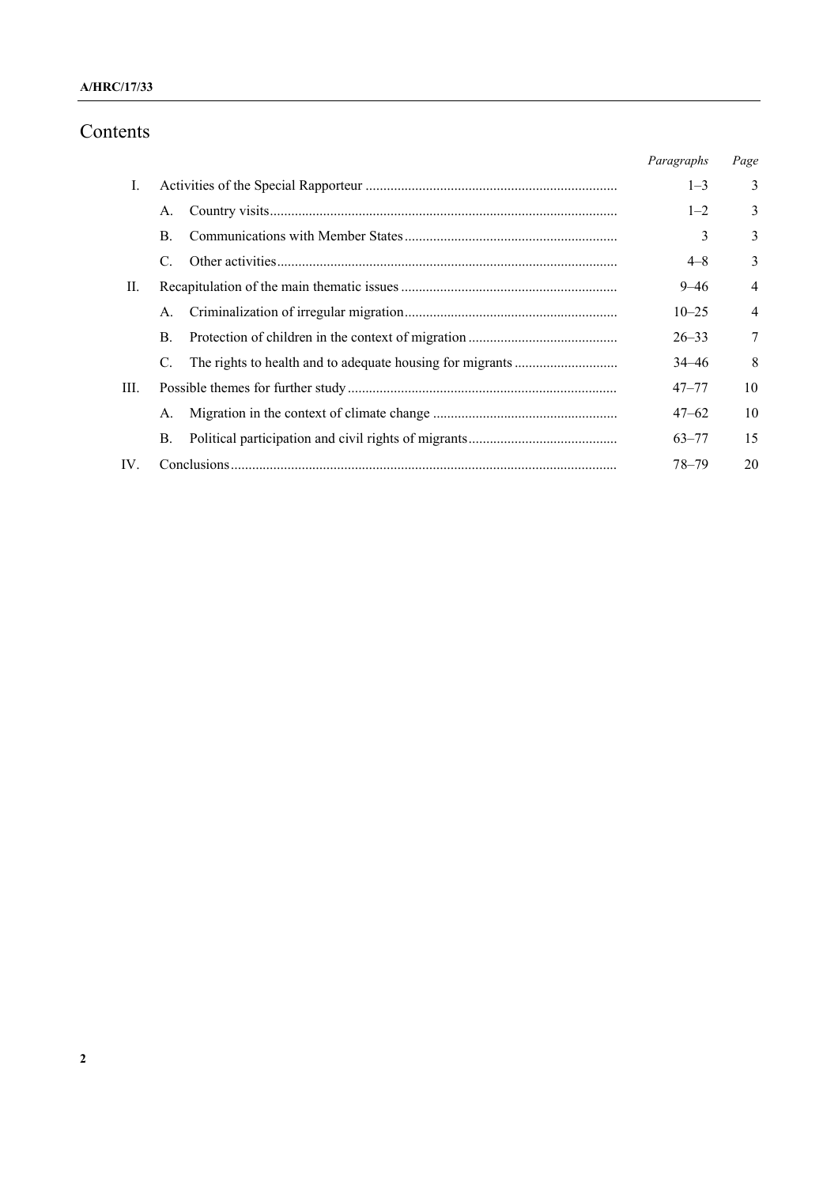# Contents

| | | | Paragraphs | Page |
|---|---|---|---|---|
| I. | Activities of the Special Rapporteur | | 1–3 | 3 |
| | A. | Country visits | 1–2 | 3 |
| | B. | Communications with Member States | 3 | 3 |
| | C. | Other activities | 4–8 | 3 |
| II. | Recapitulation of the main thematic issues | | 9–46 | 4 |
| | A. | Criminalization of irregular migration | 10–25 | 4 |
| | B. | Protection of children in the context of migration | 26–33 | 7 |
| | C. | The rights to health and to adequate housing for migrants | 34–46 | 8 |
| III. | Possible themes for further study | | 47–77 | 10 |
| | A. | Migration in the context of climate change | 47–62 | 10 |
| | B. | Political participation and civil rights of migrants | 63–77 | 15 |
| IV. | Conclusions | | 78–79 | 20 |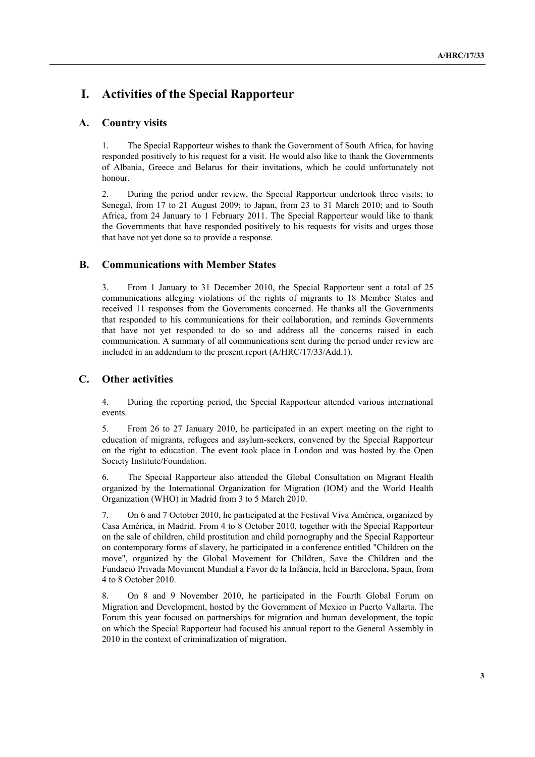# I. Activities of the Special Rapporteur

## A. Country visits

1. The Special Rapporteur wishes to thank the Government of South Africa, for having responded positively to his request for a visit. He would also like to thank the Governments of Albania, Greece and Belarus for their invitations, which he could unfortunately not honour.

2. During the period under review, the Special Rapporteur undertook three visits: to Senegal, from 17 to 21 August 2009; to Japan, from 23 to 31 March 2010; and to South Africa, from 24 January to 1 February 2011. The Special Rapporteur would like to thank the Governments that have responded positively to his requests for visits and urges those that have not yet done so to provide a response.

## B. Communications with Member States

3. From 1 January to 31 December 2010, the Special Rapporteur sent a total of 25 communications alleging violations of the rights of migrants to 18 Member States and received 11 responses from the Governments concerned. He thanks all the Governments that responded to his communications for their collaboration, and reminds Governments that have not yet responded to do so and address all the concerns raised in each communication. A summary of all communications sent during the period under review are included in an addendum to the present report (A/HRC/17/33/Add.1).

## C. Other activities

4. During the reporting period, the Special Rapporteur attended various international events.

5. From 26 to 27 January 2010, he participated in an expert meeting on the right to education of migrants, refugees and asylum-seekers, convened by the Special Rapporteur on the right to education. The event took place in London and was hosted by the Open Society Institute/Foundation.

6. The Special Rapporteur also attended the Global Consultation on Migrant Health organized by the International Organization for Migration (IOM) and the World Health Organization (WHO) in Madrid from 3 to 5 March 2010.

7. On 6 and 7 October 2010, he participated at the Festival Viva América, organized by Casa América, in Madrid. From 4 to 8 October 2010, together with the Special Rapporteur on the sale of children, child prostitution and child pornography and the Special Rapporteur on contemporary forms of slavery, he participated in a conference entitled "Children on the move", organized by the Global Movement for Children, Save the Children and the Fundació Privada Moviment Mundial a Favor de la Infància, held in Barcelona, Spain, from 4 to 8 October 2010.

8. On 8 and 9 November 2010, he participated in the Fourth Global Forum on Migration and Development, hosted by the Government of Mexico in Puerto Vallarta. The Forum this year focused on partnerships for migration and human development, the topic on which the Special Rapporteur had focused his annual report to the General Assembly in 2010 in the context of criminalization of migration.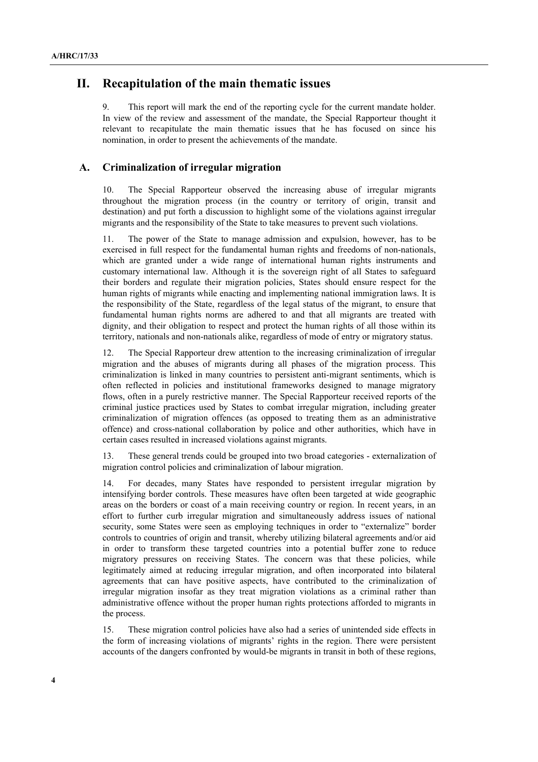## II. Recapitulation of the main thematic issues

9. This report will mark the end of the reporting cycle for the current mandate holder. In view of the review and assessment of the mandate, the Special Rapporteur thought it relevant to recapitulate the main thematic issues that he has focused on since his nomination, in order to present the achievements of the mandate.

### A. Criminalization of irregular migration

10. The Special Rapporteur observed the increasing abuse of irregular migrants throughout the migration process (in the country or territory of origin, transit and destination) and put forth a discussion to highlight some of the violations against irregular migrants and the responsibility of the State to take measures to prevent such violations.

11. The power of the State to manage admission and expulsion, however, has to be exercised in full respect for the fundamental human rights and freedoms of non-nationals, which are granted under a wide range of international human rights instruments and customary international law. Although it is the sovereign right of all States to safeguard their borders and regulate their migration policies, States should ensure respect for the human rights of migrants while enacting and implementing national immigration laws. It is the responsibility of the State, regardless of the legal status of the migrant, to ensure that fundamental human rights norms are adhered to and that all migrants are treated with dignity, and their obligation to respect and protect the human rights of all those within its territory, nationals and non-nationals alike, regardless of mode of entry or migratory status.

12. The Special Rapporteur drew attention to the increasing criminalization of irregular migration and the abuses of migrants during all phases of the migration process. This criminalization is linked in many countries to persistent anti-migrant sentiments, which is often reflected in policies and institutional frameworks designed to manage migratory flows, often in a purely restrictive manner. The Special Rapporteur received reports of the criminal justice practices used by States to combat irregular migration, including greater criminalization of migration offences (as opposed to treating them as an administrative offence) and cross-national collaboration by police and other authorities, which have in certain cases resulted in increased violations against migrants.

13. These general trends could be grouped into two broad categories - externalization of migration control policies and criminalization of labour migration.

14. For decades, many States have responded to persistent irregular migration by intensifying border controls. These measures have often been targeted at wide geographic areas on the borders or coast of a main receiving country or region. In recent years, in an effort to further curb irregular migration and simultaneously address issues of national security, some States were seen as employing techniques in order to "externalize" border controls to countries of origin and transit, whereby utilizing bilateral agreements and/or aid in order to transform these targeted countries into a potential buffer zone to reduce migratory pressures on receiving States. The concern was that these policies, while legitimately aimed at reducing irregular migration, and often incorporated into bilateral agreements that can have positive aspects, have contributed to the criminalization of irregular migration insofar as they treat migration violations as a criminal rather than administrative offence without the proper human rights protections afforded to migrants in the process.

15. These migration control policies have also had a series of unintended side effects in the form of increasing violations of migrants' rights in the region. There were persistent accounts of the dangers confronted by would-be migrants in transit in both of these regions,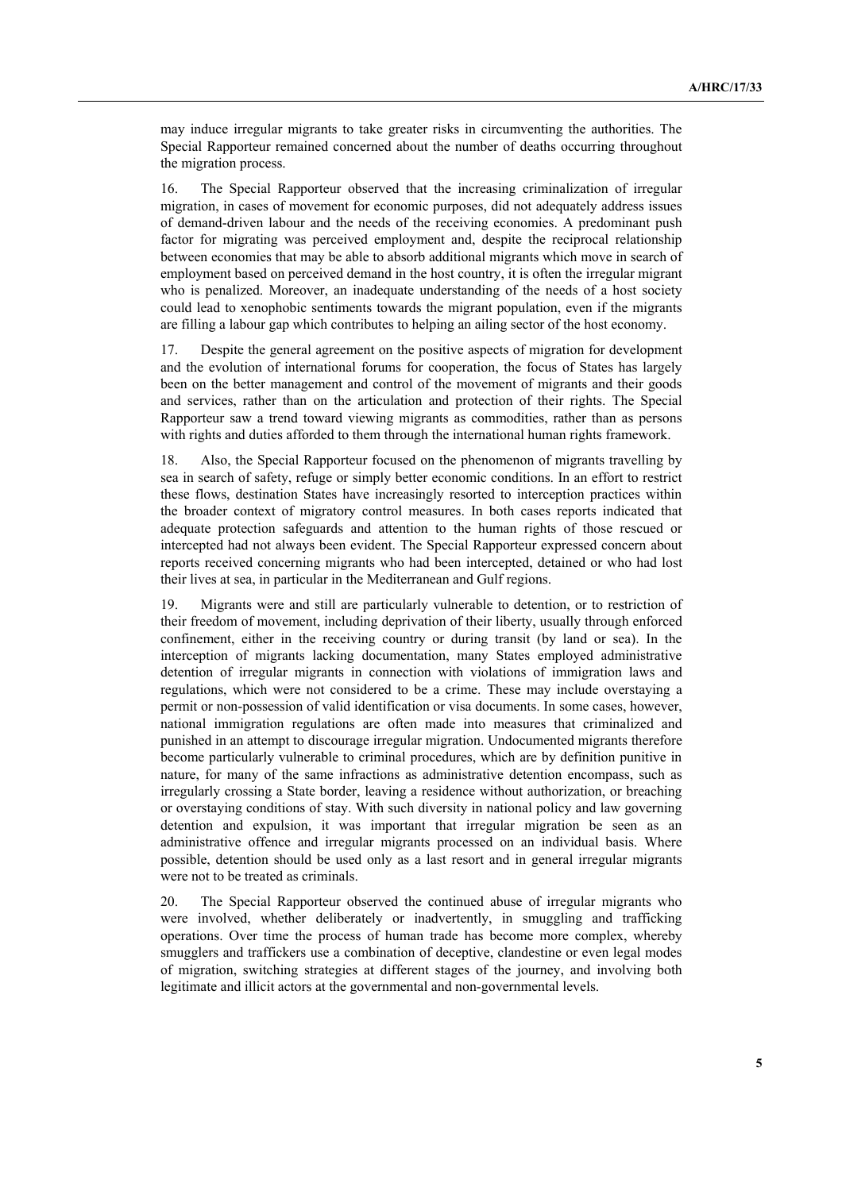may induce irregular migrants to take greater risks in circumventing the authorities. The Special Rapporteur remained concerned about the number of deaths occurring throughout the migration process.

16. The Special Rapporteur observed that the increasing criminalization of irregular migration, in cases of movement for economic purposes, did not adequately address issues of demand-driven labour and the needs of the receiving economies. A predominant push factor for migrating was perceived employment and, despite the reciprocal relationship between economies that may be able to absorb additional migrants which move in search of employment based on perceived demand in the host country, it is often the irregular migrant who is penalized. Moreover, an inadequate understanding of the needs of a host society could lead to xenophobic sentiments towards the migrant population, even if the migrants are filling a labour gap which contributes to helping an ailing sector of the host economy.

17. Despite the general agreement on the positive aspects of migration for development and the evolution of international forums for cooperation, the focus of States has largely been on the better management and control of the movement of migrants and their goods and services, rather than on the articulation and protection of their rights. The Special Rapporteur saw a trend toward viewing migrants as commodities, rather than as persons with rights and duties afforded to them through the international human rights framework.

18. Also, the Special Rapporteur focused on the phenomenon of migrants travelling by sea in search of safety, refuge or simply better economic conditions. In an effort to restrict these flows, destination States have increasingly resorted to interception practices within the broader context of migratory control measures. In both cases reports indicated that adequate protection safeguards and attention to the human rights of those rescued or intercepted had not always been evident. The Special Rapporteur expressed concern about reports received concerning migrants who had been intercepted, detained or who had lost their lives at sea, in particular in the Mediterranean and Gulf regions.

19. Migrants were and still are particularly vulnerable to detention, or to restriction of their freedom of movement, including deprivation of their liberty, usually through enforced confinement, either in the receiving country or during transit (by land or sea). In the interception of migrants lacking documentation, many States employed administrative detention of irregular migrants in connection with violations of immigration laws and regulations, which were not considered to be a crime. These may include overstaying a permit or non-possession of valid identification or visa documents. In some cases, however, national immigration regulations are often made into measures that criminalized and punished in an attempt to discourage irregular migration. Undocumented migrants therefore become particularly vulnerable to criminal procedures, which are by definition punitive in nature, for many of the same infractions as administrative detention encompass, such as irregularly crossing a State border, leaving a residence without authorization, or breaching or overstaying conditions of stay. With such diversity in national policy and law governing detention and expulsion, it was important that irregular migration be seen as an administrative offence and irregular migrants processed on an individual basis. Where possible, detention should be used only as a last resort and in general irregular migrants were not to be treated as criminals.

20. The Special Rapporteur observed the continued abuse of irregular migrants who were involved, whether deliberately or inadvertently, in smuggling and trafficking operations. Over time the process of human trade has become more complex, whereby smugglers and traffickers use a combination of deceptive, clandestine or even legal modes of migration, switching strategies at different stages of the journey, and involving both legitimate and illicit actors at the governmental and non-governmental levels.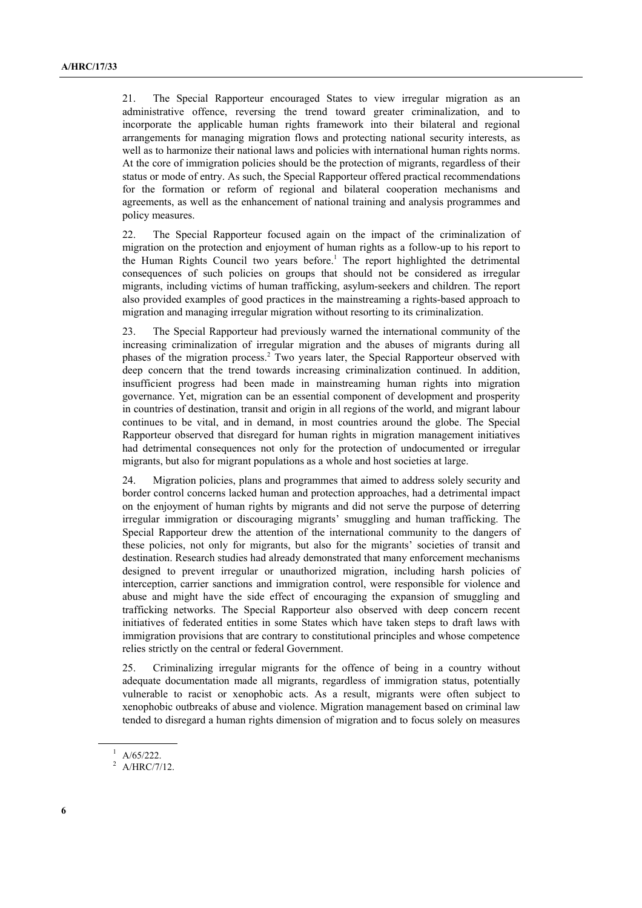21. The Special Rapporteur encouraged States to view irregular migration as an administrative offence, reversing the trend toward greater criminalization, and to incorporate the applicable human rights framework into their bilateral and regional arrangements for managing migration flows and protecting national security interests, as well as to harmonize their national laws and policies with international human rights norms. At the core of immigration policies should be the protection of migrants, regardless of their status or mode of entry. As such, the Special Rapporteur offered practical recommendations for the formation or reform of regional and bilateral cooperation mechanisms and agreements, as well as the enhancement of national training and analysis programmes and policy measures.

22. The Special Rapporteur focused again on the impact of the criminalization of migration on the protection and enjoyment of human rights as a follow-up to his report to the Human Rights Council two years before.[1] The report highlighted the detrimental consequences of such policies on groups that should not be considered as irregular migrants, including victims of human trafficking, asylum-seekers and children. The report also provided examples of good practices in the mainstreaming a rights-based approach to migration and managing irregular migration without resorting to its criminalization.

23. The Special Rapporteur had previously warned the international community of the increasing criminalization of irregular migration and the abuses of migrants during all phases of the migration process.[2] Two years later, the Special Rapporteur observed with deep concern that the trend towards increasing criminalization continued. In addition, insufficient progress had been made in mainstreaming human rights into migration governance. Yet, migration can be an essential component of development and prosperity in countries of destination, transit and origin in all regions of the world, and migrant labour continues to be vital, and in demand, in most countries around the globe. The Special Rapporteur observed that disregard for human rights in migration management initiatives had detrimental consequences not only for the protection of undocumented or irregular migrants, but also for migrant populations as a whole and host societies at large.

24. Migration policies, plans and programmes that aimed to address solely security and border control concerns lacked human and protection approaches, had a detrimental impact on the enjoyment of human rights by migrants and did not serve the purpose of deterring irregular immigration or discouraging migrants' smuggling and human trafficking. The Special Rapporteur drew the attention of the international community to the dangers of these policies, not only for migrants, but also for the migrants' societies of transit and destination. Research studies had already demonstrated that many enforcement mechanisms designed to prevent irregular or unauthorized migration, including harsh policies of interception, carrier sanctions and immigration control, were responsible for violence and abuse and might have the side effect of encouraging the expansion of smuggling and trafficking networks. The Special Rapporteur also observed with deep concern recent initiatives of federated entities in some States which have taken steps to draft laws with immigration provisions that are contrary to constitutional principles and whose competence relies strictly on the central or federal Government.

25. Criminalizing irregular migrants for the offence of being in a country without adequate documentation made all migrants, regardless of immigration status, potentially vulnerable to racist or xenophobic acts. As a result, migrants were often subject to xenophobic outbreaks of abuse and violence. Migration management based on criminal law tended to disregard a human rights dimension of migration and to focus solely on measures

---

[1] A/65/222.

[2] A/HRC/7/12.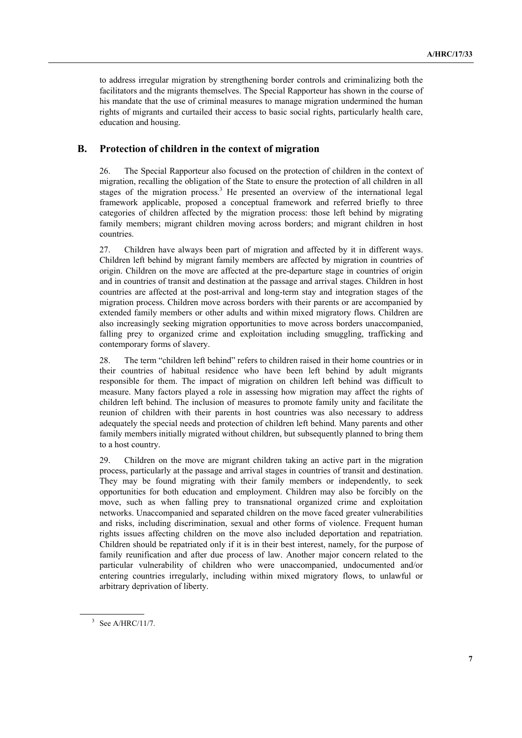to address irregular migration by strengthening border controls and criminalizing both the facilitators and the migrants themselves. The Special Rapporteur has shown in the course of his mandate that the use of criminal measures to manage migration undermined the human rights of migrants and curtailed their access to basic social rights, particularly health care, education and housing.

## B. Protection of children in the context of migration

26. The Special Rapporteur also focused on the protection of children in the context of migration, recalling the obligation of the State to ensure the protection of all children in all stages of the migration process.[3] He presented an overview of the international legal framework applicable, proposed a conceptual framework and referred briefly to three categories of children affected by the migration process: those left behind by migrating family members; migrant children moving across borders; and migrant children in host countries.

27. Children have always been part of migration and affected by it in different ways. Children left behind by migrant family members are affected by migration in countries of origin. Children on the move are affected at the pre-departure stage in countries of origin and in countries of transit and destination at the passage and arrival stages. Children in host countries are affected at the post-arrival and long-term stay and integration stages of the migration process. Children move across borders with their parents or are accompanied by extended family members or other adults and within mixed migratory flows. Children are also increasingly seeking migration opportunities to move across borders unaccompanied, falling prey to organized crime and exploitation including smuggling, trafficking and contemporary forms of slavery.

28. The term "children left behind" refers to children raised in their home countries or in their countries of habitual residence who have been left behind by adult migrants responsible for them. The impact of migration on children left behind was difficult to measure. Many factors played a role in assessing how migration may affect the rights of children left behind. The inclusion of measures to promote family unity and facilitate the reunion of children with their parents in host countries was also necessary to address adequately the special needs and protection of children left behind. Many parents and other family members initially migrated without children, but subsequently planned to bring them to a host country.

29. Children on the move are migrant children taking an active part in the migration process, particularly at the passage and arrival stages in countries of transit and destination. They may be found migrating with their family members or independently, to seek opportunities for both education and employment. Children may also be forcibly on the move, such as when falling prey to transnational organized crime and exploitation networks. Unaccompanied and separated children on the move faced greater vulnerabilities and risks, including discrimination, sexual and other forms of violence. Frequent human rights issues affecting children on the move also included deportation and repatriation. Children should be repatriated only if it is in their best interest, namely, for the purpose of family reunification and after due process of law. Another major concern related to the particular vulnerability of children who were unaccompanied, undocumented and/or entering countries irregularly, including within mixed migratory flows, to unlawful or arbitrary deprivation of liberty.

---

[3] See A/HRC/11/7.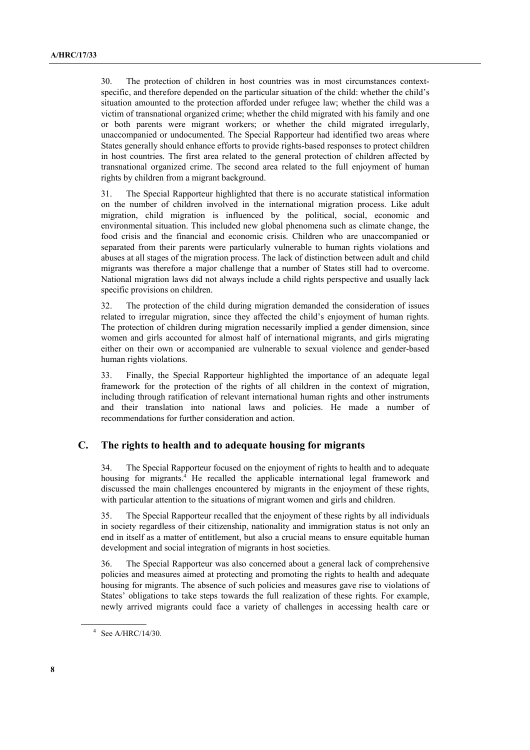30. The protection of children in host countries was in most circumstances context-specific, and therefore depended on the particular situation of the child: whether the child's situation amounted to the protection afforded under refugee law; whether the child was a victim of transnational organized crime; whether the child migrated with his family and one or both parents were migrant workers; or whether the child migrated irregularly, unaccompanied or undocumented. The Special Rapporteur had identified two areas where States generally should enhance efforts to provide rights-based responses to protect children in host countries. The first area related to the general protection of children affected by transnational organized crime. The second area related to the full enjoyment of human rights by children from a migrant background.

31. The Special Rapporteur highlighted that there is no accurate statistical information on the number of children involved in the international migration process. Like adult migration, child migration is influenced by the political, social, economic and environmental situation. This included new global phenomena such as climate change, the food crisis and the financial and economic crisis. Children who are unaccompanied or separated from their parents were particularly vulnerable to human rights violations and abuses at all stages of the migration process. The lack of distinction between adult and child migrants was therefore a major challenge that a number of States still had to overcome. National migration laws did not always include a child rights perspective and usually lack specific provisions on children.

32. The protection of the child during migration demanded the consideration of issues related to irregular migration, since they affected the child's enjoyment of human rights. The protection of children during migration necessarily implied a gender dimension, since women and girls accounted for almost half of international migrants, and girls migrating either on their own or accompanied are vulnerable to sexual violence and gender-based human rights violations.

33. Finally, the Special Rapporteur highlighted the importance of an adequate legal framework for the protection of the rights of all children in the context of migration, including through ratification of relevant international human rights and other instruments and their translation into national laws and policies. He made a number of recommendations for further consideration and action.

## C. The rights to health and to adequate housing for migrants

34. The Special Rapporteur focused on the enjoyment of rights to health and to adequate housing for migrants.[4] He recalled the applicable international legal framework and discussed the main challenges encountered by migrants in the enjoyment of these rights, with particular attention to the situations of migrant women and girls and children.

35. The Special Rapporteur recalled that the enjoyment of these rights by all individuals in society regardless of their citizenship, nationality and immigration status is not only an end in itself as a matter of entitlement, but also a crucial means to ensure equitable human development and social integration of migrants in host societies.

36. The Special Rapporteur was also concerned about a general lack of comprehensive policies and measures aimed at protecting and promoting the rights to health and adequate housing for migrants. The absence of such policies and measures gave rise to violations of States' obligations to take steps towards the full realization of these rights. For example, newly arrived migrants could face a variety of challenges in accessing health care or

---

[4] See A/HRC/14/30.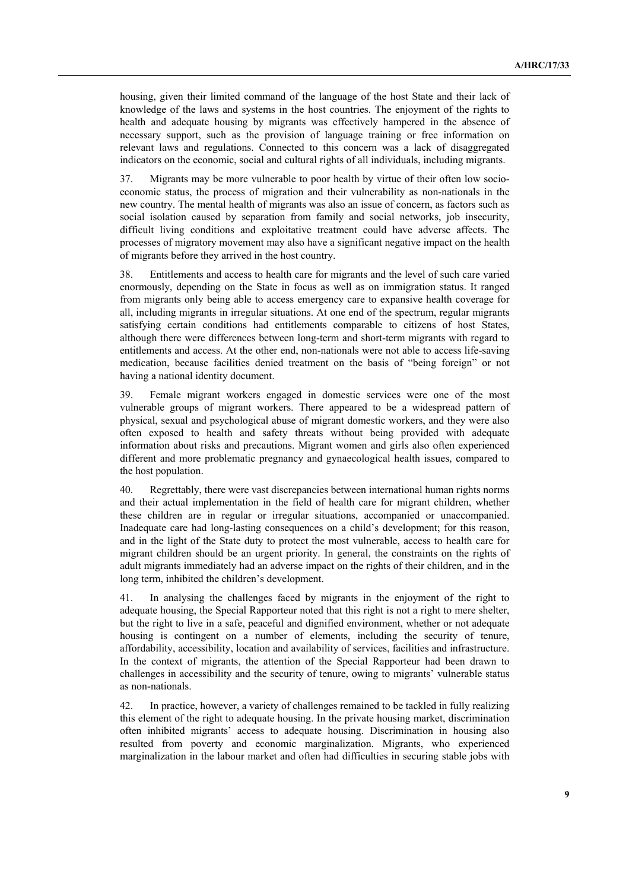housing, given their limited command of the language of the host State and their lack of knowledge of the laws and systems in the host countries. The enjoyment of the rights to health and adequate housing by migrants was effectively hampered in the absence of necessary support, such as the provision of language training or free information on relevant laws and regulations. Connected to this concern was a lack of disaggregated indicators on the economic, social and cultural rights of all individuals, including migrants.

37. Migrants may be more vulnerable to poor health by virtue of their often low socio-economic status, the process of migration and their vulnerability as non-nationals in the new country. The mental health of migrants was also an issue of concern, as factors such as social isolation caused by separation from family and social networks, job insecurity, difficult living conditions and exploitative treatment could have adverse affects. The processes of migratory movement may also have a significant negative impact on the health of migrants before they arrived in the host country.

38. Entitlements and access to health care for migrants and the level of such care varied enormously, depending on the State in focus as well as on immigration status. It ranged from migrants only being able to access emergency care to expansive health coverage for all, including migrants in irregular situations. At one end of the spectrum, regular migrants satisfying certain conditions had entitlements comparable to citizens of host States, although there were differences between long-term and short-term migrants with regard to entitlements and access. At the other end, non-nationals were not able to access life-saving medication, because facilities denied treatment on the basis of "being foreign" or not having a national identity document.

39. Female migrant workers engaged in domestic services were one of the most vulnerable groups of migrant workers. There appeared to be a widespread pattern of physical, sexual and psychological abuse of migrant domestic workers, and they were also often exposed to health and safety threats without being provided with adequate information about risks and precautions. Migrant women and girls also often experienced different and more problematic pregnancy and gynaecological health issues, compared to the host population.

40. Regrettably, there were vast discrepancies between international human rights norms and their actual implementation in the field of health care for migrant children, whether these children are in regular or irregular situations, accompanied or unaccompanied. Inadequate care had long-lasting consequences on a child's development; for this reason, and in the light of the State duty to protect the most vulnerable, access to health care for migrant children should be an urgent priority. In general, the constraints on the rights of adult migrants immediately had an adverse impact on the rights of their children, and in the long term, inhibited the children's development.

41. In analysing the challenges faced by migrants in the enjoyment of the right to adequate housing, the Special Rapporteur noted that this right is not a right to mere shelter, but the right to live in a safe, peaceful and dignified environment, whether or not adequate housing is contingent on a number of elements, including the security of tenure, affordability, accessibility, location and availability of services, facilities and infrastructure. In the context of migrants, the attention of the Special Rapporteur had been drawn to challenges in accessibility and the security of tenure, owing to migrants' vulnerable status as non-nationals.

42. In practice, however, a variety of challenges remained to be tackled in fully realizing this element of the right to adequate housing. In the private housing market, discrimination often inhibited migrants' access to adequate housing. Discrimination in housing also resulted from poverty and economic marginalization. Migrants, who experienced marginalization in the labour market and often had difficulties in securing stable jobs with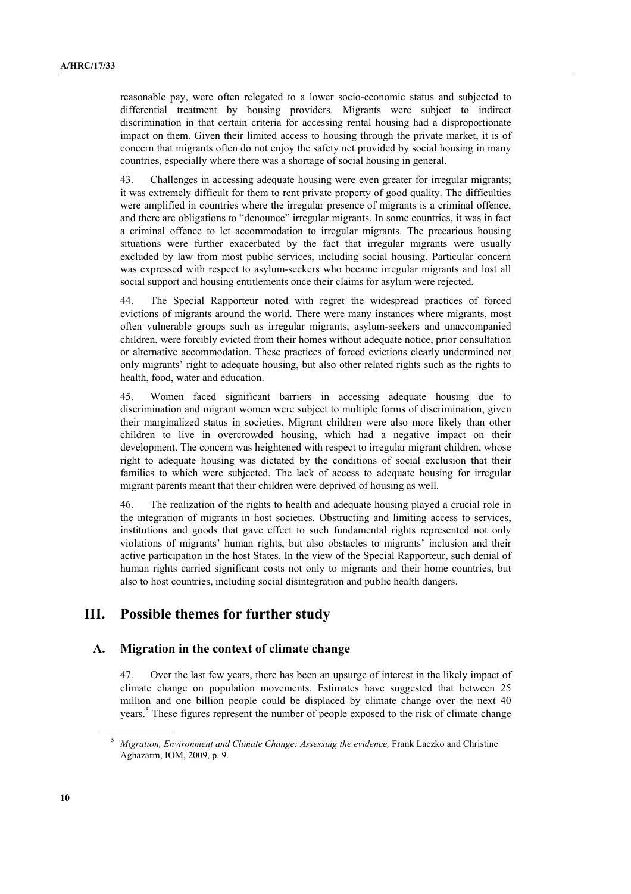reasonable pay, were often relegated to a lower socio-economic status and subjected to differential treatment by housing providers. Migrants were subject to indirect discrimination in that certain criteria for accessing rental housing had a disproportionate impact on them. Given their limited access to housing through the private market, it is of concern that migrants often do not enjoy the safety net provided by social housing in many countries, especially where there was a shortage of social housing in general.

43. Challenges in accessing adequate housing were even greater for irregular migrants; it was extremely difficult for them to rent private property of good quality. The difficulties were amplified in countries where the irregular presence of migrants is a criminal offence, and there are obligations to "denounce" irregular migrants. In some countries, it was in fact a criminal offence to let accommodation to irregular migrants. The precarious housing situations were further exacerbated by the fact that irregular migrants were usually excluded by law from most public services, including social housing. Particular concern was expressed with respect to asylum-seekers who became irregular migrants and lost all social support and housing entitlements once their claims for asylum were rejected.

44. The Special Rapporteur noted with regret the widespread practices of forced evictions of migrants around the world. There were many instances where migrants, most often vulnerable groups such as irregular migrants, asylum-seekers and unaccompanied children, were forcibly evicted from their homes without adequate notice, prior consultation or alternative accommodation. These practices of forced evictions clearly undermined not only migrants' right to adequate housing, but also other related rights such as the rights to health, food, water and education.

45. Women faced significant barriers in accessing adequate housing due to discrimination and migrant women were subject to multiple forms of discrimination, given their marginalized status in societies. Migrant children were also more likely than other children to live in overcrowded housing, which had a negative impact on their development. The concern was heightened with respect to irregular migrant children, whose right to adequate housing was dictated by the conditions of social exclusion that their families to which were subjected. The lack of access to adequate housing for irregular migrant parents meant that their children were deprived of housing as well.

46. The realization of the rights to health and adequate housing played a crucial role in the integration of migrants in host societies. Obstructing and limiting access to services, institutions and goods that gave effect to such fundamental rights represented not only violations of migrants' human rights, but also obstacles to migrants' inclusion and their active participation in the host States. In the view of the Special Rapporteur, such denial of human rights carried significant costs not only to migrants and their home countries, but also to host countries, including social disintegration and public health dangers.

# III. Possible themes for further study

## A. Migration in the context of climate change

47. Over the last few years, there has been an upsurge of interest in the likely impact of climate change on population movements. Estimates have suggested that between 25 million and one billion people could be displaced by climate change over the next 40 years.[5] These figures represent the number of people exposed to the risk of climate change

[5] *Migration, Environment and Climate Change: Assessing the evidence,* Frank Laczko and Christine Aghazarm, IOM, 2009, p. 9.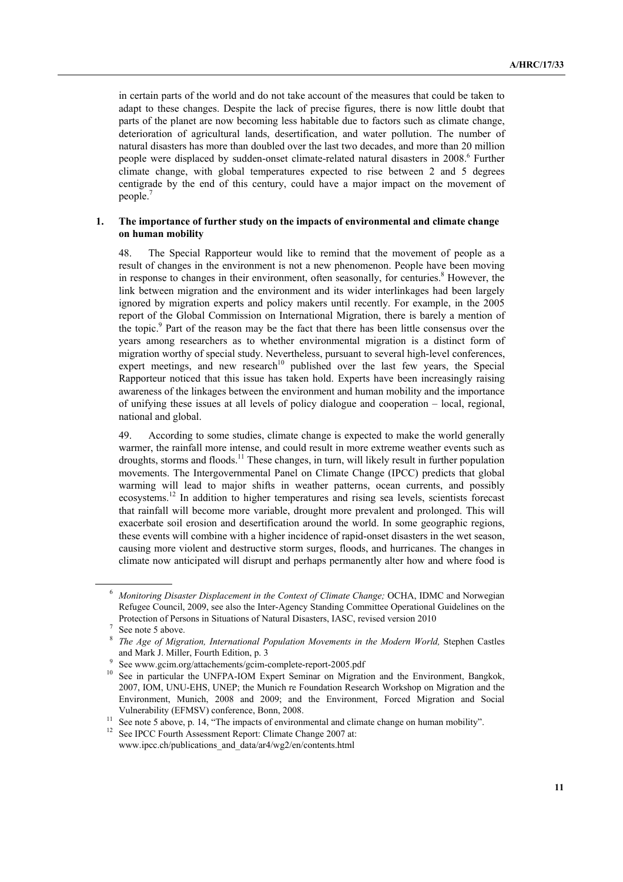in certain parts of the world and do not take account of the measures that could be taken to adapt to these changes. Despite the lack of precise figures, there is now little doubt that parts of the planet are now becoming less habitable due to factors such as climate change, deterioration of agricultural lands, desertification, and water pollution. The number of natural disasters has more than doubled over the last two decades, and more than 20 million people were displaced by sudden-onset climate-related natural disasters in 2008.[6] Further climate change, with global temperatures expected to rise between 2 and 5 degrees centigrade by the end of this century, could have a major impact on the movement of people.[7]

### 1. The importance of further study on the impacts of environmental and climate change on human mobility

48. The Special Rapporteur would like to remind that the movement of people as a result of changes in the environment is not a new phenomenon. People have been moving in response to changes in their environment, often seasonally, for centuries.[8] However, the link between migration and the environment and its wider interlinkages had been largely ignored by migration experts and policy makers until recently. For example, in the 2005 report of the Global Commission on International Migration, there is barely a mention of the topic.[9] Part of the reason may be the fact that there has been little consensus over the years among researchers as to whether environmental migration is a distinct form of migration worthy of special study. Nevertheless, pursuant to several high-level conferences, expert meetings, and new research[10] published over the last few years, the Special Rapporteur noticed that this issue has taken hold. Experts have been increasingly raising awareness of the linkages between the environment and human mobility and the importance of unifying these issues at all levels of policy dialogue and cooperation – local, regional, national and global.

49. According to some studies, climate change is expected to make the world generally warmer, the rainfall more intense, and could result in more extreme weather events such as droughts, storms and floods.[11] These changes, in turn, will likely result in further population movements. The Intergovernmental Panel on Climate Change (IPCC) predicts that global warming will lead to major shifts in weather patterns, ocean currents, and possibly ecosystems.[12] In addition to higher temperatures and rising sea levels, scientists forecast that rainfall will become more variable, drought more prevalent and prolonged. This will exacerbate soil erosion and desertification around the world. In some geographic regions, these events will combine with a higher incidence of rapid-onset disasters in the wet season, causing more violent and destructive storm surges, floods, and hurricanes. The changes in climate now anticipated will disrupt and perhaps permanently alter how and where food is

---

[6] *Monitoring Disaster Displacement in the Context of Climate Change;* OCHA, IDMC and Norwegian Refugee Council, 2009, see also the Inter-Agency Standing Committee Operational Guidelines on the Protection of Persons in Situations of Natural Disasters, IASC, revised version 2010

[7] See note 5 above.

[8] *The Age of Migration, International Population Movements in the Modern World,* Stephen Castles and Mark J. Miller, Fourth Edition, p. 3

[9] See www.gcim.org/attachements/gcim-complete-report-2005.pdf

[10] See in particular the UNFPA-IOM Expert Seminar on Migration and the Environment, Bangkok, 2007, IOM, UNU-EHS, UNEP; the Munich re Foundation Research Workshop on Migration and the Environment, Munich, 2008 and 2009; and the Environment, Forced Migration and Social Vulnerability (EFMSV) conference, Bonn, 2008.

[11] See note 5 above, p. 14, "The impacts of environmental and climate change on human mobility".

[12] See IPCC Fourth Assessment Report: Climate Change 2007 at: www.ipcc.ch/publications_and_data/ar4/wg2/en/contents.html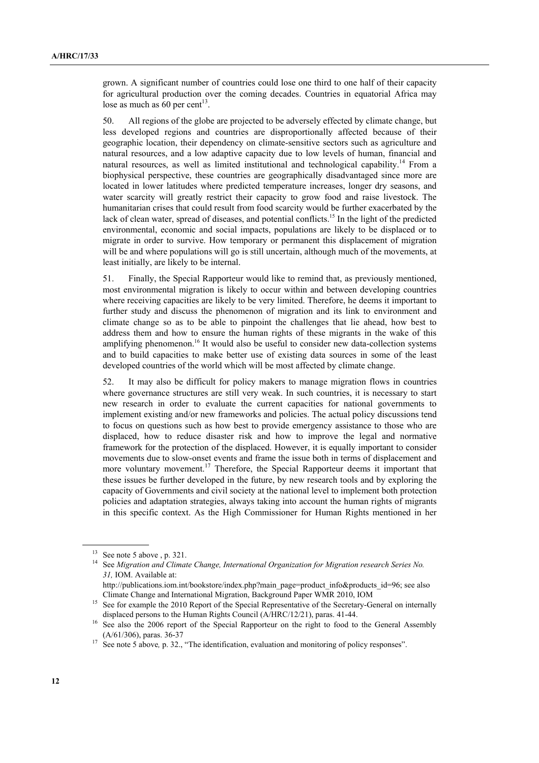grown. A significant number of countries could lose one third to one half of their capacity for agricultural production over the coming decades. Countries in equatorial Africa may lose as much as 60 per cent[13].

50. All regions of the globe are projected to be adversely effected by climate change, but less developed regions and countries are disproportionally affected because of their geographic location, their dependency on climate-sensitive sectors such as agriculture and natural resources, and a low adaptive capacity due to low levels of human, financial and natural resources, as well as limited institutional and technological capability.[14] From a biophysical perspective, these countries are geographically disadvantaged since more are located in lower latitudes where predicted temperature increases, longer dry seasons, and water scarcity will greatly restrict their capacity to grow food and raise livestock. The humanitarian crises that could result from food scarcity would be further exacerbated by the lack of clean water, spread of diseases, and potential conflicts.[15] In the light of the predicted environmental, economic and social impacts, populations are likely to be displaced or to migrate in order to survive. How temporary or permanent this displacement of migration will be and where populations will go is still uncertain, although much of the movements, at least initially, are likely to be internal.

51. Finally, the Special Rapporteur would like to remind that, as previously mentioned, most environmental migration is likely to occur within and between developing countries where receiving capacities are likely to be very limited. Therefore, he deems it important to further study and discuss the phenomenon of migration and its link to environment and climate change so as to be able to pinpoint the challenges that lie ahead, how best to address them and how to ensure the human rights of these migrants in the wake of this amplifying phenomenon.[16] It would also be useful to consider new data-collection systems and to build capacities to make better use of existing data sources in some of the least developed countries of the world which will be most affected by climate change.

52. It may also be difficult for policy makers to manage migration flows in countries where governance structures are still very weak. In such countries, it is necessary to start new research in order to evaluate the current capacities for national governments to implement existing and/or new frameworks and policies. The actual policy discussions tend to focus on questions such as how best to provide emergency assistance to those who are displaced, how to reduce disaster risk and how to improve the legal and normative framework for the protection of the displaced. However, it is equally important to consider movements due to slow-onset events and frame the issue both in terms of displacement and more voluntary movement.[17] Therefore, the Special Rapporteur deems it important that these issues be further developed in the future, by new research tools and by exploring the capacity of Governments and civil society at the national level to implement both protection policies and adaptation strategies, always taking into account the human rights of migrants in this specific context. As the High Commissioner for Human Rights mentioned in her

---

[13] See note 5 above , p. 321.

[14] See *Migration and Climate Change, International Organization for Migration research Series No. 31,* IOM. Available at: http://publications.iom.int/bookstore/index.php?main_page=product_info&products_id=96; see also Climate Change and International Migration, Background Paper WMR 2010, IOM

[15] See for example the 2010 Report of the Special Representative of the Secretary-General on internally displaced persons to the Human Rights Council (A/HRC/12/21), paras. 41-44.

[16] See also the 2006 report of the Special Rapporteur on the right to food to the General Assembly (A/61/306), paras. 36-37

[17] See note 5 above*,* p. 32., "The identification, evaluation and monitoring of policy responses".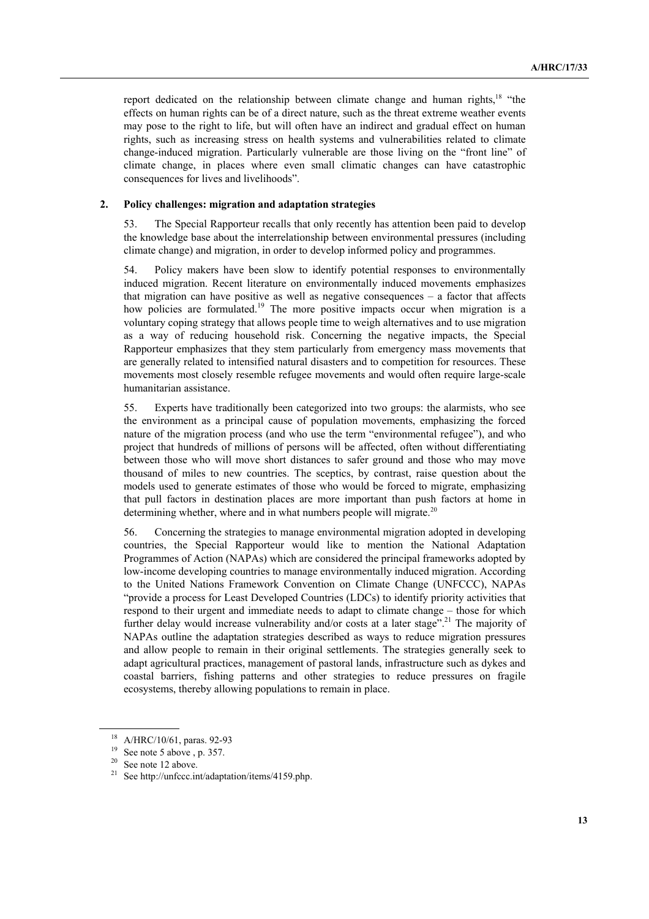report dedicated on the relationship between climate change and human rights,[18] "the effects on human rights can be of a direct nature, such as the threat extreme weather events may pose to the right to life, but will often have an indirect and gradual effect on human rights, such as increasing stress on health systems and vulnerabilities related to climate change-induced migration. Particularly vulnerable are those living on the "front line" of climate change, in places where even small climatic changes can have catastrophic consequences for lives and livelihoods".

### 2. Policy challenges: migration and adaptation strategies

53. The Special Rapporteur recalls that only recently has attention been paid to develop the knowledge base about the interrelationship between environmental pressures (including climate change) and migration, in order to develop informed policy and programmes.

54. Policy makers have been slow to identify potential responses to environmentally induced migration. Recent literature on environmentally induced movements emphasizes that migration can have positive as well as negative consequences – a factor that affects how policies are formulated.[19] The more positive impacts occur when migration is a voluntary coping strategy that allows people time to weigh alternatives and to use migration as a way of reducing household risk. Concerning the negative impacts, the Special Rapporteur emphasizes that they stem particularly from emergency mass movements that are generally related to intensified natural disasters and to competition for resources. These movements most closely resemble refugee movements and would often require large-scale humanitarian assistance.

55. Experts have traditionally been categorized into two groups: the alarmists, who see the environment as a principal cause of population movements, emphasizing the forced nature of the migration process (and who use the term "environmental refugee"), and who project that hundreds of millions of persons will be affected, often without differentiating between those who will move short distances to safer ground and those who may move thousand of miles to new countries. The sceptics, by contrast, raise question about the models used to generate estimates of those who would be forced to migrate, emphasizing that pull factors in destination places are more important than push factors at home in determining whether, where and in what numbers people will migrate.[20]

56. Concerning the strategies to manage environmental migration adopted in developing countries, the Special Rapporteur would like to mention the National Adaptation Programmes of Action (NAPAs) which are considered the principal frameworks adopted by low-income developing countries to manage environmentally induced migration. According to the United Nations Framework Convention on Climate Change (UNFCCC), NAPAs "provide a process for Least Developed Countries (LDCs) to identify priority activities that respond to their urgent and immediate needs to adapt to climate change – those for which further delay would increase vulnerability and/or costs at a later stage".[21] The majority of NAPAs outline the adaptation strategies described as ways to reduce migration pressures and allow people to remain in their original settlements. The strategies generally seek to adapt agricultural practices, management of pastoral lands, infrastructure such as dykes and coastal barriers, fishing patterns and other strategies to reduce pressures on fragile ecosystems, thereby allowing populations to remain in place.

---

[18] A/HRC/10/61, paras. 92-93

[19] See note 5 above , p. 357.

[20] See note 12 above.

[21] See http://unfccc.int/adaptation/items/4159.php.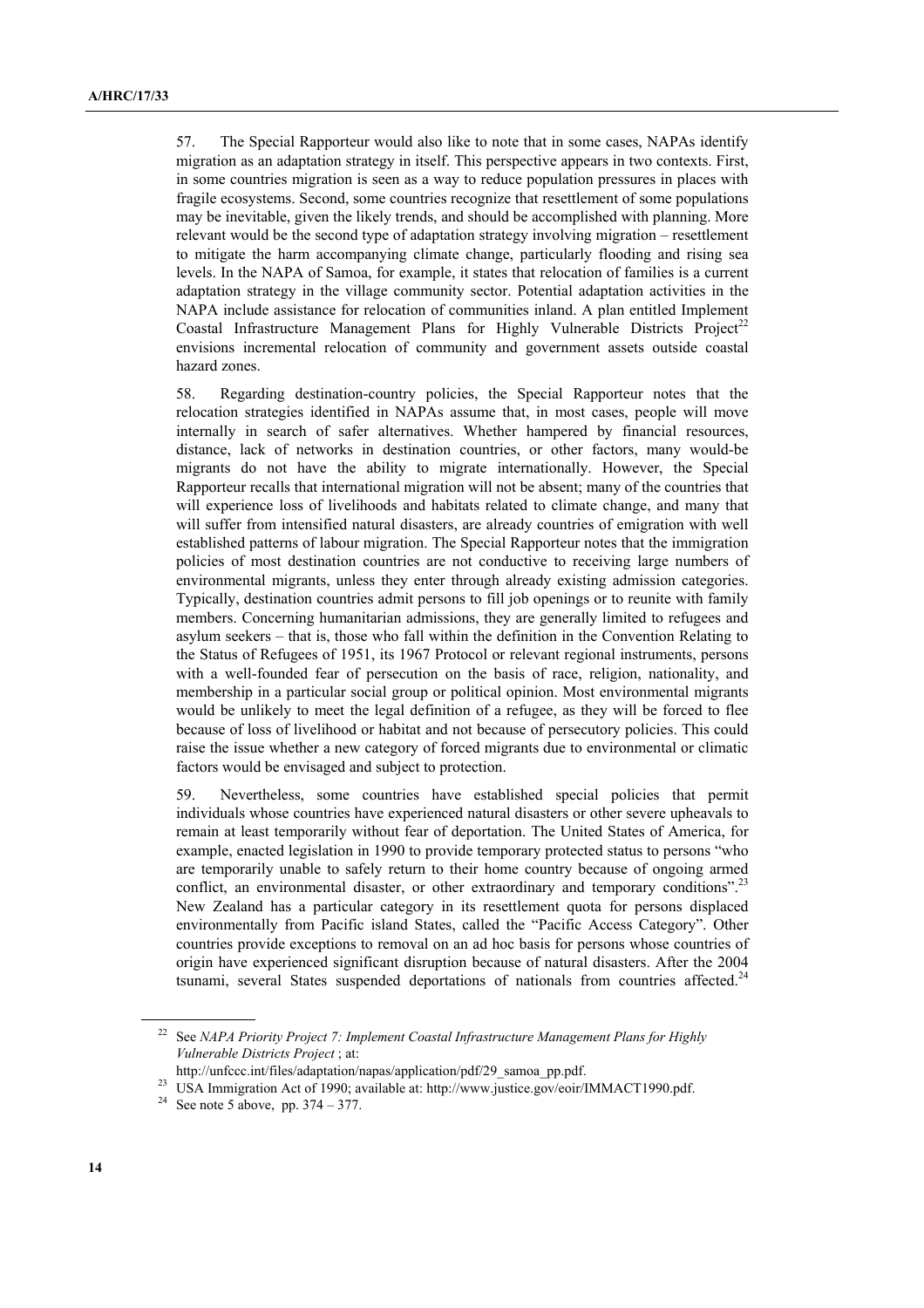57. The Special Rapporteur would also like to note that in some cases, NAPAs identify migration as an adaptation strategy in itself. This perspective appears in two contexts. First, in some countries migration is seen as a way to reduce population pressures in places with fragile ecosystems. Second, some countries recognize that resettlement of some populations may be inevitable, given the likely trends, and should be accomplished with planning. More relevant would be the second type of adaptation strategy involving migration – resettlement to mitigate the harm accompanying climate change, particularly flooding and rising sea levels. In the NAPA of Samoa, for example, it states that relocation of families is a current adaptation strategy in the village community sector. Potential adaptation activities in the NAPA include assistance for relocation of communities inland. A plan entitled Implement Coastal Infrastructure Management Plans for Highly Vulnerable Districts Project[22] envisions incremental relocation of community and government assets outside coastal hazard zones.

58. Regarding destination-country policies, the Special Rapporteur notes that the relocation strategies identified in NAPAs assume that, in most cases, people will move internally in search of safer alternatives. Whether hampered by financial resources, distance, lack of networks in destination countries, or other factors, many would-be migrants do not have the ability to migrate internationally. However, the Special Rapporteur recalls that international migration will not be absent; many of the countries that will experience loss of livelihoods and habitats related to climate change, and many that will suffer from intensified natural disasters, are already countries of emigration with well established patterns of labour migration. The Special Rapporteur notes that the immigration policies of most destination countries are not conductive to receiving large numbers of environmental migrants, unless they enter through already existing admission categories. Typically, destination countries admit persons to fill job openings or to reunite with family members. Concerning humanitarian admissions, they are generally limited to refugees and asylum seekers – that is, those who fall within the definition in the Convention Relating to the Status of Refugees of 1951, its 1967 Protocol or relevant regional instruments, persons with a well-founded fear of persecution on the basis of race, religion, nationality, and membership in a particular social group or political opinion. Most environmental migrants would be unlikely to meet the legal definition of a refugee, as they will be forced to flee because of loss of livelihood or habitat and not because of persecutory policies. This could raise the issue whether a new category of forced migrants due to environmental or climatic factors would be envisaged and subject to protection.

59. Nevertheless, some countries have established special policies that permit individuals whose countries have experienced natural disasters or other severe upheavals to remain at least temporarily without fear of deportation. The United States of America, for example, enacted legislation in 1990 to provide temporary protected status to persons "who are temporarily unable to safely return to their home country because of ongoing armed conflict, an environmental disaster, or other extraordinary and temporary conditions".[23] New Zealand has a particular category in its resettlement quota for persons displaced environmentally from Pacific island States, called the "Pacific Access Category". Other countries provide exceptions to removal on an ad hoc basis for persons whose countries of origin have experienced significant disruption because of natural disasters. After the 2004 tsunami, several States suspended deportations of nationals from countries affected.[24]

---

[22] See *NAPA Priority Project 7: Implement Coastal Infrastructure Management Plans for Highly Vulnerable Districts Project* ; at: http://unfccc.int/files/adaptation/napas/application/pdf/29_samoa_pp.pdf.

[23] USA Immigration Act of 1990; available at: http://www.justice.gov/eoir/IMMACT1990.pdf.

[24] See note 5 above, pp. 374 – 377.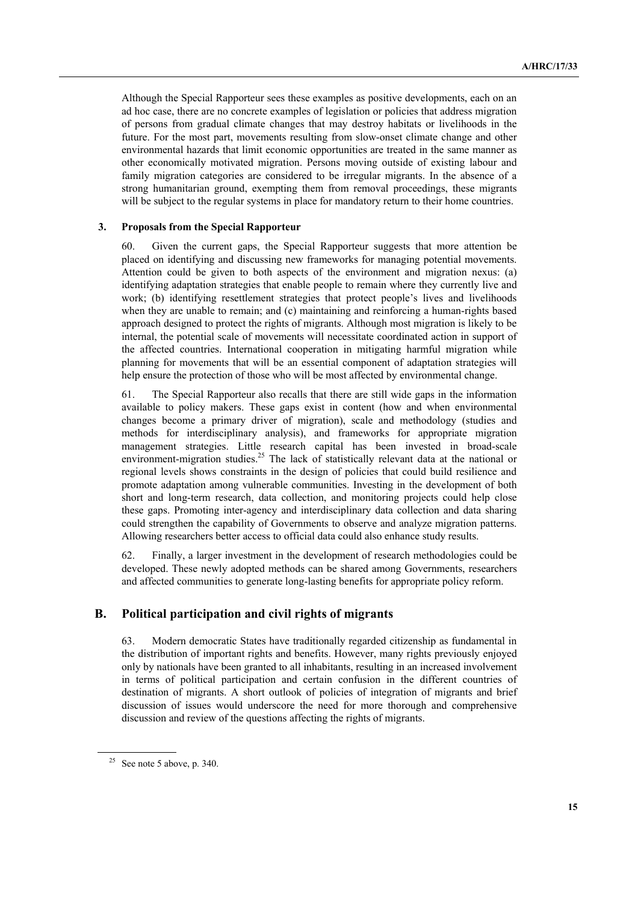Although the Special Rapporteur sees these examples as positive developments, each on an ad hoc case, there are no concrete examples of legislation or policies that address migration of persons from gradual climate changes that may destroy habitats or livelihoods in the future. For the most part, movements resulting from slow-onset climate change and other environmental hazards that limit economic opportunities are treated in the same manner as other economically motivated migration. Persons moving outside of existing labour and family migration categories are considered to be irregular migrants. In the absence of a strong humanitarian ground, exempting them from removal proceedings, these migrants will be subject to the regular systems in place for mandatory return to their home countries.

### 3. Proposals from the Special Rapporteur

60. Given the current gaps, the Special Rapporteur suggests that more attention be placed on identifying and discussing new frameworks for managing potential movements. Attention could be given to both aspects of the environment and migration nexus: (a) identifying adaptation strategies that enable people to remain where they currently live and work; (b) identifying resettlement strategies that protect people's lives and livelihoods when they are unable to remain; and (c) maintaining and reinforcing a human-rights based approach designed to protect the rights of migrants. Although most migration is likely to be internal, the potential scale of movements will necessitate coordinated action in support of the affected countries. International cooperation in mitigating harmful migration while planning for movements that will be an essential component of adaptation strategies will help ensure the protection of those who will be most affected by environmental change.

61. The Special Rapporteur also recalls that there are still wide gaps in the information available to policy makers. These gaps exist in content (how and when environmental changes become a primary driver of migration), scale and methodology (studies and methods for interdisciplinary analysis), and frameworks for appropriate migration management strategies. Little research capital has been invested in broad-scale environment-migration studies.[25] The lack of statistically relevant data at the national or regional levels shows constraints in the design of policies that could build resilience and promote adaptation among vulnerable communities. Investing in the development of both short and long-term research, data collection, and monitoring projects could help close these gaps. Promoting inter-agency and interdisciplinary data collection and data sharing could strengthen the capability of Governments to observe and analyze migration patterns. Allowing researchers better access to official data could also enhance study results.

62. Finally, a larger investment in the development of research methodologies could be developed. These newly adopted methods can be shared among Governments, researchers and affected communities to generate long-lasting benefits for appropriate policy reform.

## B. Political participation and civil rights of migrants

63. Modern democratic States have traditionally regarded citizenship as fundamental in the distribution of important rights and benefits. However, many rights previously enjoyed only by nationals have been granted to all inhabitants, resulting in an increased involvement in terms of political participation and certain confusion in the different countries of destination of migrants. A short outlook of policies of integration of migrants and brief discussion of issues would underscore the need for more thorough and comprehensive discussion and review of the questions affecting the rights of migrants.

---

[25] See note 5 above, p. 340.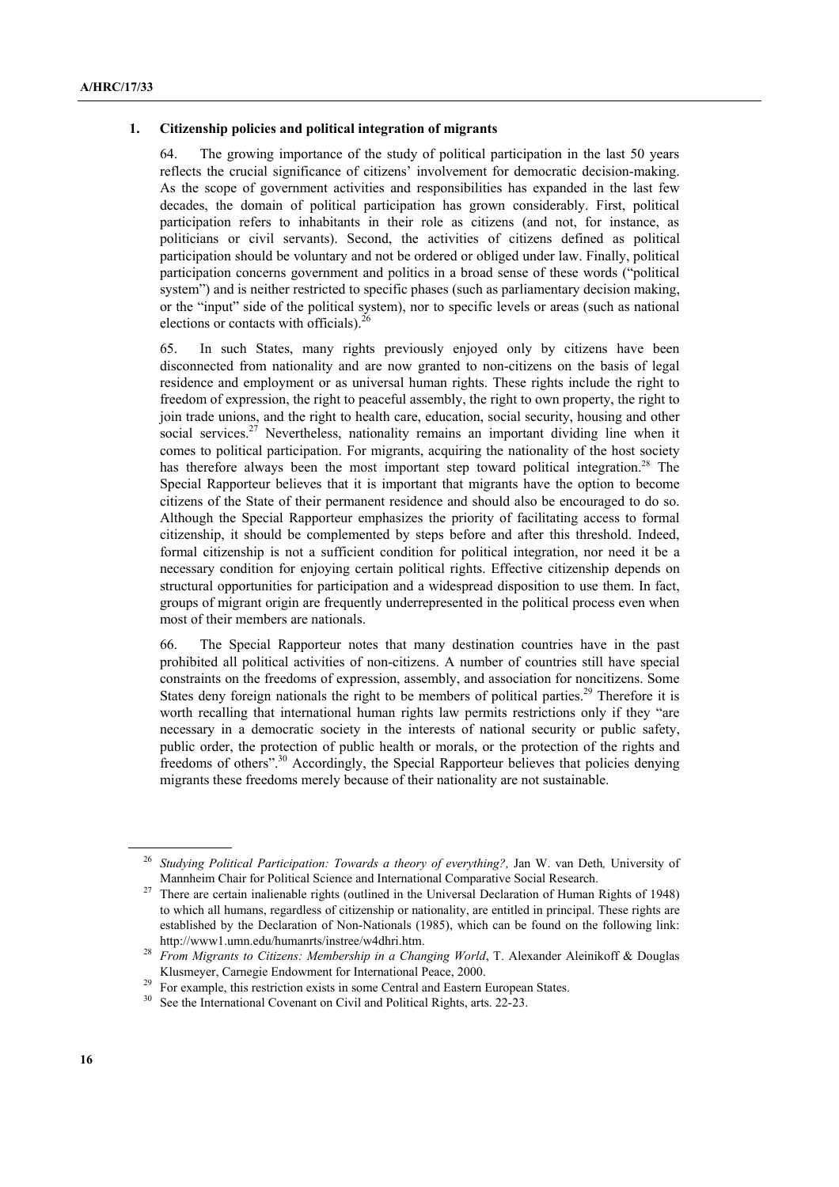### 1. Citizenship policies and political integration of migrants

64. The growing importance of the study of political participation in the last 50 years reflects the crucial significance of citizens' involvement for democratic decision-making. As the scope of government activities and responsibilities has expanded in the last few decades, the domain of political participation has grown considerably. First, political participation refers to inhabitants in their role as citizens (and not, for instance, as politicians or civil servants). Second, the activities of citizens defined as political participation should be voluntary and not be ordered or obliged under law. Finally, political participation concerns government and politics in a broad sense of these words ("political system") and is neither restricted to specific phases (such as parliamentary decision making, or the "input" side of the political system), nor to specific levels or areas (such as national elections or contacts with officials).[26]

65. In such States, many rights previously enjoyed only by citizens have been disconnected from nationality and are now granted to non-citizens on the basis of legal residence and employment or as universal human rights. These rights include the right to freedom of expression, the right to peaceful assembly, the right to own property, the right to join trade unions, and the right to health care, education, social security, housing and other social services.[27] Nevertheless, nationality remains an important dividing line when it comes to political participation. For migrants, acquiring the nationality of the host society has therefore always been the most important step toward political integration.[28] The Special Rapporteur believes that it is important that migrants have the option to become citizens of the State of their permanent residence and should also be encouraged to do so. Although the Special Rapporteur emphasizes the priority of facilitating access to formal citizenship, it should be complemented by steps before and after this threshold. Indeed, formal citizenship is not a sufficient condition for political integration, nor need it be a necessary condition for enjoying certain political rights. Effective citizenship depends on structural opportunities for participation and a widespread disposition to use them. In fact, groups of migrant origin are frequently underrepresented in the political process even when most of their members are nationals.

66. The Special Rapporteur notes that many destination countries have in the past prohibited all political activities of non-citizens. A number of countries still have special constraints on the freedoms of expression, assembly, and association for noncitizens. Some States deny foreign nationals the right to be members of political parties.[29] Therefore it is worth recalling that international human rights law permits restrictions only if they "are necessary in a democratic society in the interests of national security or public safety, public order, the protection of public health or morals, or the protection of the rights and freedoms of others".[30] Accordingly, the Special Rapporteur believes that policies denying migrants these freedoms merely because of their nationality are not sustainable.

---

[26] *Studying Political Participation: Towards a theory of everything?,* Jan W. van Deth, University of Mannheim Chair for Political Science and International Comparative Social Research.

[27] There are certain inalienable rights (outlined in the Universal Declaration of Human Rights of 1948) to which all humans, regardless of citizenship or nationality, are entitled in principal. These rights are established by the Declaration of Non-Nationals (1985), which can be found on the following link: http://www1.umn.edu/humanrts/instree/w4dhri.htm.

[28] *From Migrants to Citizens: Membership in a Changing World*, T. Alexander Aleinikoff & Douglas Klusmeyer, Carnegie Endowment for International Peace, 2000.

[29] For example, this restriction exists in some Central and Eastern European States.

[30] See the International Covenant on Civil and Political Rights, arts. 22-23.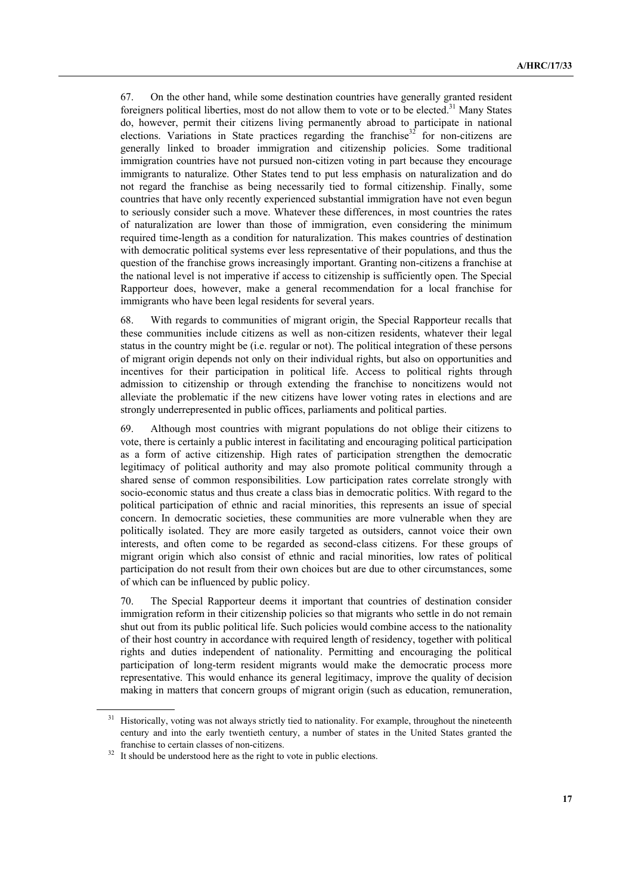67. On the other hand, while some destination countries have generally granted resident foreigners political liberties, most do not allow them to vote or to be elected.[31] Many States do, however, permit their citizens living permanently abroad to participate in national elections. Variations in State practices regarding the franchise[32] for non-citizens are generally linked to broader immigration and citizenship policies. Some traditional immigration countries have not pursued non-citizen voting in part because they encourage immigrants to naturalize. Other States tend to put less emphasis on naturalization and do not regard the franchise as being necessarily tied to formal citizenship. Finally, some countries that have only recently experienced substantial immigration have not even begun to seriously consider such a move. Whatever these differences, in most countries the rates of naturalization are lower than those of immigration, even considering the minimum required time-length as a condition for naturalization. This makes countries of destination with democratic political systems ever less representative of their populations, and thus the question of the franchise grows increasingly important. Granting non-citizens a franchise at the national level is not imperative if access to citizenship is sufficiently open. The Special Rapporteur does, however, make a general recommendation for a local franchise for immigrants who have been legal residents for several years.

68. With regards to communities of migrant origin, the Special Rapporteur recalls that these communities include citizens as well as non-citizen residents, whatever their legal status in the country might be (i.e. regular or not). The political integration of these persons of migrant origin depends not only on their individual rights, but also on opportunities and incentives for their participation in political life. Access to political rights through admission to citizenship or through extending the franchise to noncitizens would not alleviate the problematic if the new citizens have lower voting rates in elections and are strongly underrepresented in public offices, parliaments and political parties.

69. Although most countries with migrant populations do not oblige their citizens to vote, there is certainly a public interest in facilitating and encouraging political participation as a form of active citizenship. High rates of participation strengthen the democratic legitimacy of political authority and may also promote political community through a shared sense of common responsibilities. Low participation rates correlate strongly with socio-economic status and thus create a class bias in democratic politics. With regard to the political participation of ethnic and racial minorities, this represents an issue of special concern. In democratic societies, these communities are more vulnerable when they are politically isolated. They are more easily targeted as outsiders, cannot voice their own interests, and often come to be regarded as second-class citizens. For these groups of migrant origin which also consist of ethnic and racial minorities, low rates of political participation do not result from their own choices but are due to other circumstances, some of which can be influenced by public policy.

70. The Special Rapporteur deems it important that countries of destination consider immigration reform in their citizenship policies so that migrants who settle in do not remain shut out from its public political life. Such policies would combine access to the nationality of their host country in accordance with required length of residency, together with political rights and duties independent of nationality. Permitting and encouraging the political participation of long-term resident migrants would make the democratic process more representative. This would enhance its general legitimacy, improve the quality of decision making in matters that concern groups of migrant origin (such as education, remuneration,

[31] Historically, voting was not always strictly tied to nationality. For example, throughout the nineteenth century and into the early twentieth century, a number of states in the United States granted the franchise to certain classes of non-citizens.

[32] It should be understood here as the right to vote in public elections.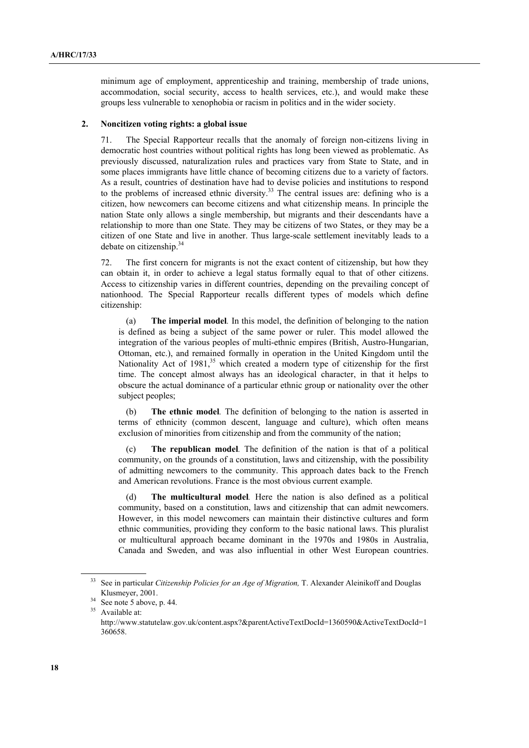minimum age of employment, apprenticeship and training, membership of trade unions, accommodation, social security, access to health services, etc.), and would make these groups less vulnerable to xenophobia or racism in politics and in the wider society.

### 2. Noncitizen voting rights: a global issue

71. The Special Rapporteur recalls that the anomaly of foreign non-citizens living in democratic host countries without political rights has long been viewed as problematic. As previously discussed, naturalization rules and practices vary from State to State, and in some places immigrants have little chance of becoming citizens due to a variety of factors. As a result, countries of destination have had to devise policies and institutions to respond to the problems of increased ethnic diversity.[33] The central issues are: defining who is a citizen, how newcomers can become citizens and what citizenship means. In principle the nation State only allows a single membership, but migrants and their descendants have a relationship to more than one State. They may be citizens of two States, or they may be a citizen of one State and live in another. Thus large-scale settlement inevitably leads to a debate on citizenship.[34]

72. The first concern for migrants is not the exact content of citizenship, but how they can obtain it, in order to achieve a legal status formally equal to that of other citizens. Access to citizenship varies in different countries, depending on the prevailing concept of nationhood. The Special Rapporteur recalls different types of models which define citizenship:

(a) **The imperial model**. In this model, the definition of belonging to the nation is defined as being a subject of the same power or ruler. This model allowed the integration of the various peoples of multi-ethnic empires (British, Austro-Hungarian, Ottoman, etc.), and remained formally in operation in the United Kingdom until the Nationality Act of 1981,[35] which created a modern type of citizenship for the first time. The concept almost always has an ideological character, in that it helps to obscure the actual dominance of a particular ethnic group or nationality over the other subject peoples;

(b) **The ethnic model**. The definition of belonging to the nation is asserted in terms of ethnicity (common descent, language and culture), which often means exclusion of minorities from citizenship and from the community of the nation;

(c) **The republican model**. The definition of the nation is that of a political community, on the grounds of a constitution, laws and citizenship, with the possibility of admitting newcomers to the community. This approach dates back to the French and American revolutions. France is the most obvious current example.

(d) **The multicultural model**. Here the nation is also defined as a political community, based on a constitution, laws and citizenship that can admit newcomers. However, in this model newcomers can maintain their distinctive cultures and form ethnic communities, providing they conform to the basic national laws. This pluralist or multicultural approach became dominant in the 1970s and 1980s in Australia, Canada and Sweden, and was also influential in other West European countries.

---

[33] See in particular *Citizenship Policies for an Age of Migration,* T. Alexander Aleinikoff and Douglas Klusmeyer, 2001.

[34] See note 5 above, p. 44.

[35] Available at: http://www.statutelaw.gov.uk/content.aspx?&parentActiveTextDocId=1360590&ActiveTextDocId=1360658.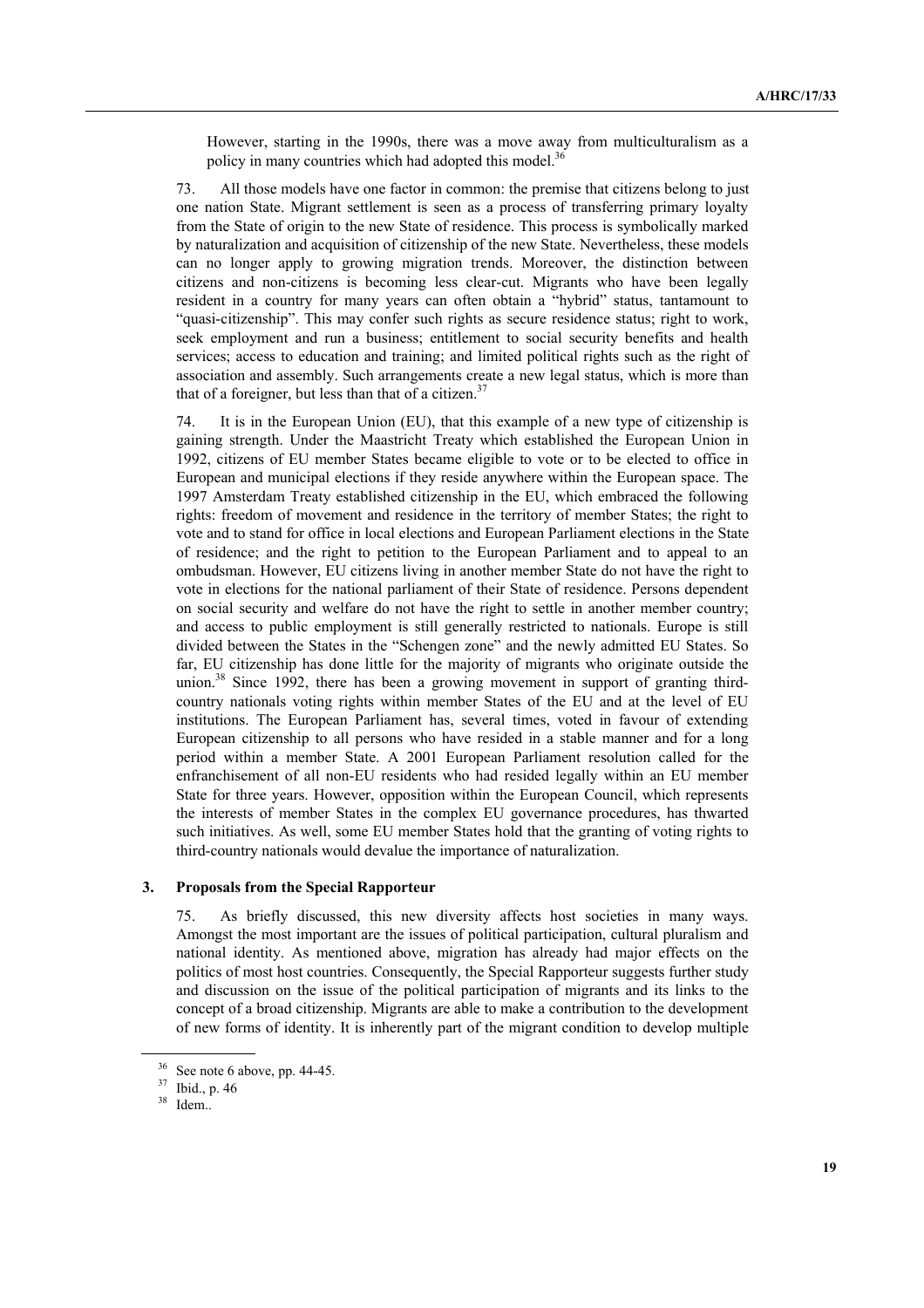However, starting in the 1990s, there was a move away from multiculturalism as a policy in many countries which had adopted this model.[36]

73. All those models have one factor in common: the premise that citizens belong to just one nation State. Migrant settlement is seen as a process of transferring primary loyalty from the State of origin to the new State of residence. This process is symbolically marked by naturalization and acquisition of citizenship of the new State. Nevertheless, these models can no longer apply to growing migration trends. Moreover, the distinction between citizens and non-citizens is becoming less clear-cut. Migrants who have been legally resident in a country for many years can often obtain a "hybrid" status, tantamount to "quasi-citizenship". This may confer such rights as secure residence status; right to work, seek employment and run a business; entitlement to social security benefits and health services; access to education and training; and limited political rights such as the right of association and assembly. Such arrangements create a new legal status, which is more than that of a foreigner, but less than that of a citizen.[37]

74. It is in the European Union (EU), that this example of a new type of citizenship is gaining strength. Under the Maastricht Treaty which established the European Union in 1992, citizens of EU member States became eligible to vote or to be elected to office in European and municipal elections if they reside anywhere within the European space. The 1997 Amsterdam Treaty established citizenship in the EU, which embraced the following rights: freedom of movement and residence in the territory of member States; the right to vote and to stand for office in local elections and European Parliament elections in the State of residence; and the right to petition to the European Parliament and to appeal to an ombudsman. However, EU citizens living in another member State do not have the right to vote in elections for the national parliament of their State of residence. Persons dependent on social security and welfare do not have the right to settle in another member country; and access to public employment is still generally restricted to nationals. Europe is still divided between the States in the "Schengen zone" and the newly admitted EU States. So far, EU citizenship has done little for the majority of migrants who originate outside the union.[38] Since 1992, there has been a growing movement in support of granting third-country nationals voting rights within member States of the EU and at the level of EU institutions. The European Parliament has, several times, voted in favour of extending European citizenship to all persons who have resided in a stable manner and for a long period within a member State. A 2001 European Parliament resolution called for the enfranchisement of all non-EU residents who had resided legally within an EU member State for three years. However, opposition within the European Council, which represents the interests of member States in the complex EU governance procedures, has thwarted such initiatives. As well, some EU member States hold that the granting of voting rights to third-country nationals would devalue the importance of naturalization.

### 3. Proposals from the Special Rapporteur

75. As briefly discussed, this new diversity affects host societies in many ways. Amongst the most important are the issues of political participation, cultural pluralism and national identity. As mentioned above, migration has already had major effects on the politics of most host countries. Consequently, the Special Rapporteur suggests further study and discussion on the issue of the political participation of migrants and its links to the concept of a broad citizenship. Migrants are able to make a contribution to the development of new forms of identity. It is inherently part of the migrant condition to develop multiple

[36] See note 6 above, pp. 44-45.

[37] Ibid., p. 46

[38] Idem..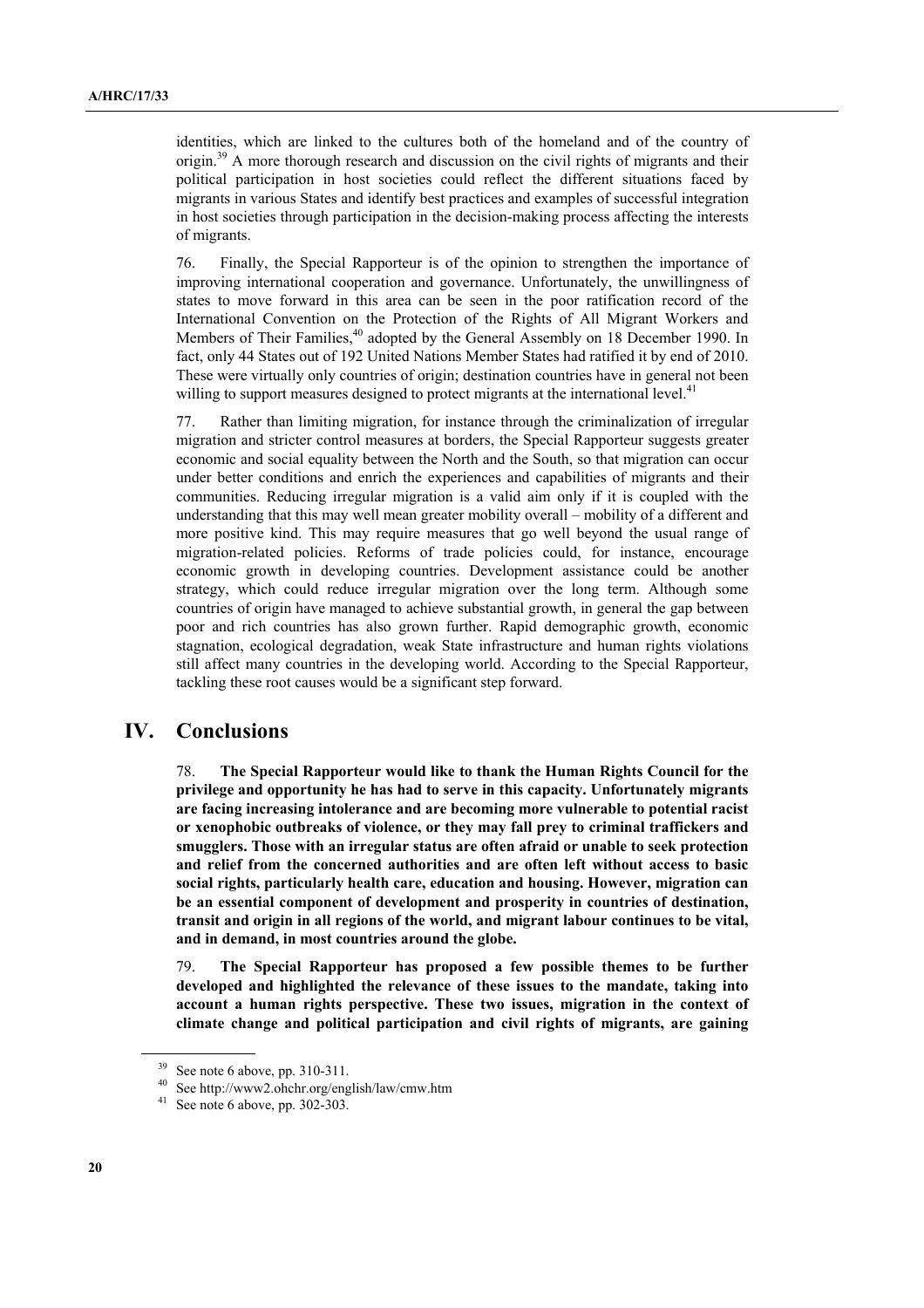identities, which are linked to the cultures both of the homeland and of the country of origin.[39] A more thorough research and discussion on the civil rights of migrants and their political participation in host societies could reflect the different situations faced by migrants in various States and identify best practices and examples of successful integration in host societies through participation in the decision-making process affecting the interests of migrants.

76. Finally, the Special Rapporteur is of the opinion to strengthen the importance of improving international cooperation and governance. Unfortunately, the unwillingness of states to move forward in this area can be seen in the poor ratification record of the International Convention on the Protection of the Rights of All Migrant Workers and Members of Their Families,[40] adopted by the General Assembly on 18 December 1990. In fact, only 44 States out of 192 United Nations Member States had ratified it by end of 2010. These were virtually only countries of origin; destination countries have in general not been willing to support measures designed to protect migrants at the international level.[41]

77. Rather than limiting migration, for instance through the criminalization of irregular migration and stricter control measures at borders, the Special Rapporteur suggests greater economic and social equality between the North and the South, so that migration can occur under better conditions and enrich the experiences and capabilities of migrants and their communities. Reducing irregular migration is a valid aim only if it is coupled with the understanding that this may well mean greater mobility overall – mobility of a different and more positive kind. This may require measures that go well beyond the usual range of migration-related policies. Reforms of trade policies could, for instance, encourage economic growth in developing countries. Development assistance could be another strategy, which could reduce irregular migration over the long term. Although some countries of origin have managed to achieve substantial growth, in general the gap between poor and rich countries has also grown further. Rapid demographic growth, economic stagnation, ecological degradation, weak State infrastructure and human rights violations still affect many countries in the developing world. According to the Special Rapporteur, tackling these root causes would be a significant step forward.

# IV. Conclusions

78. **The Special Rapporteur would like to thank the Human Rights Council for the privilege and opportunity he has had to serve in this capacity. Unfortunately migrants are facing increasing intolerance and are becoming more vulnerable to potential racist or xenophobic outbreaks of violence, or they may fall prey to criminal traffickers and smugglers. Those with an irregular status are often afraid or unable to seek protection and relief from the concerned authorities and are often left without access to basic social rights, particularly health care, education and housing. However, migration can be an essential component of development and prosperity in countries of destination, transit and origin in all regions of the world, and migrant labour continues to be vital, and in demand, in most countries around the globe.**

79. **The Special Rapporteur has proposed a few possible themes to be further developed and highlighted the relevance of these issues to the mandate, taking into account a human rights perspective. These two issues, migration in the context of climate change and political participation and civil rights of migrants, are gaining**

---

[39] See note 6 above, pp. 310-311.

[40] See http://www2.ohchr.org/english/law/cmw.htm

[41] See note 6 above, pp. 302-303.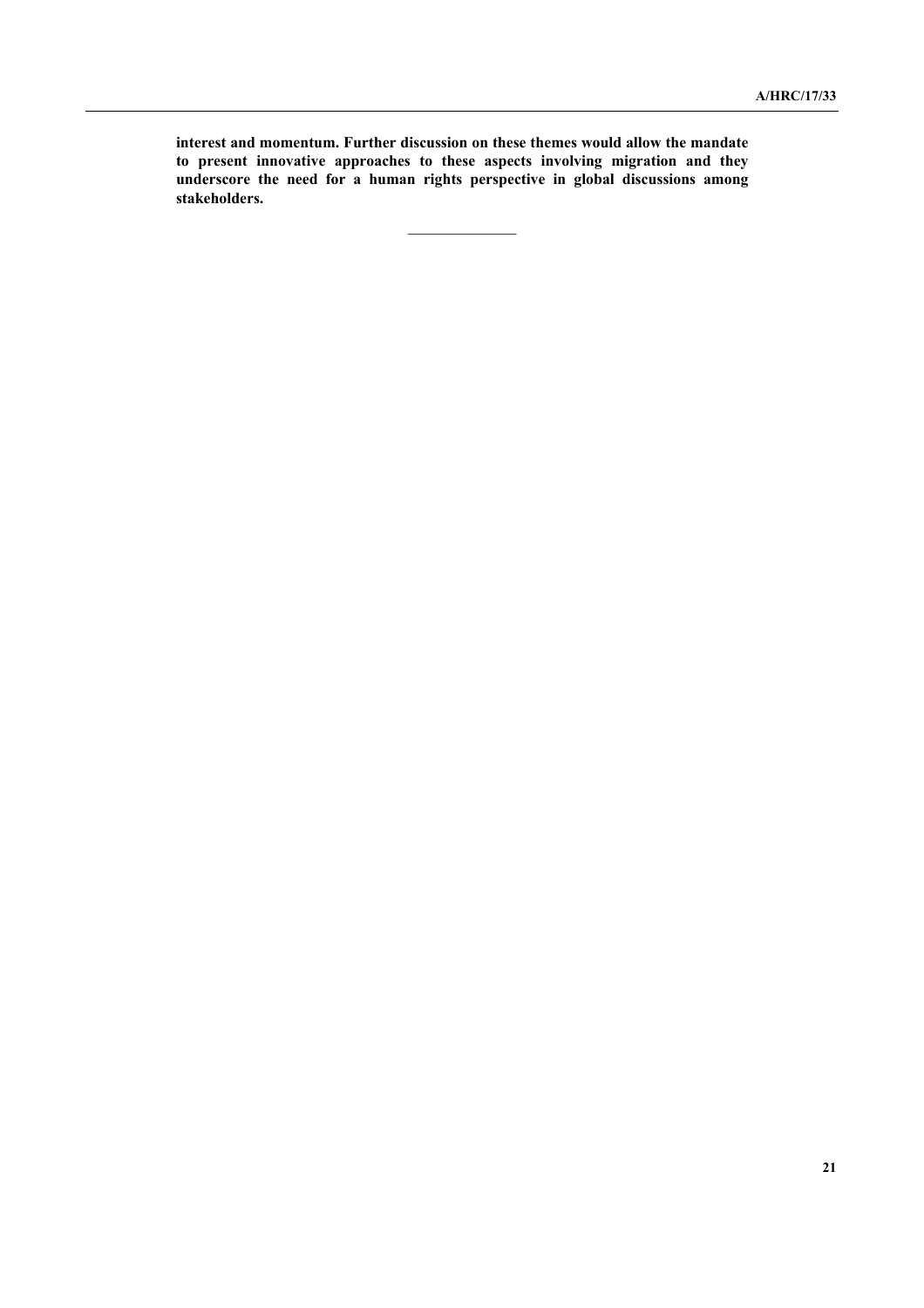**interest and momentum. Further discussion on these themes would allow the mandate to present innovative approaches to these aspects involving migration and they underscore the need for a human rights perspective in global discussions among stakeholders.**